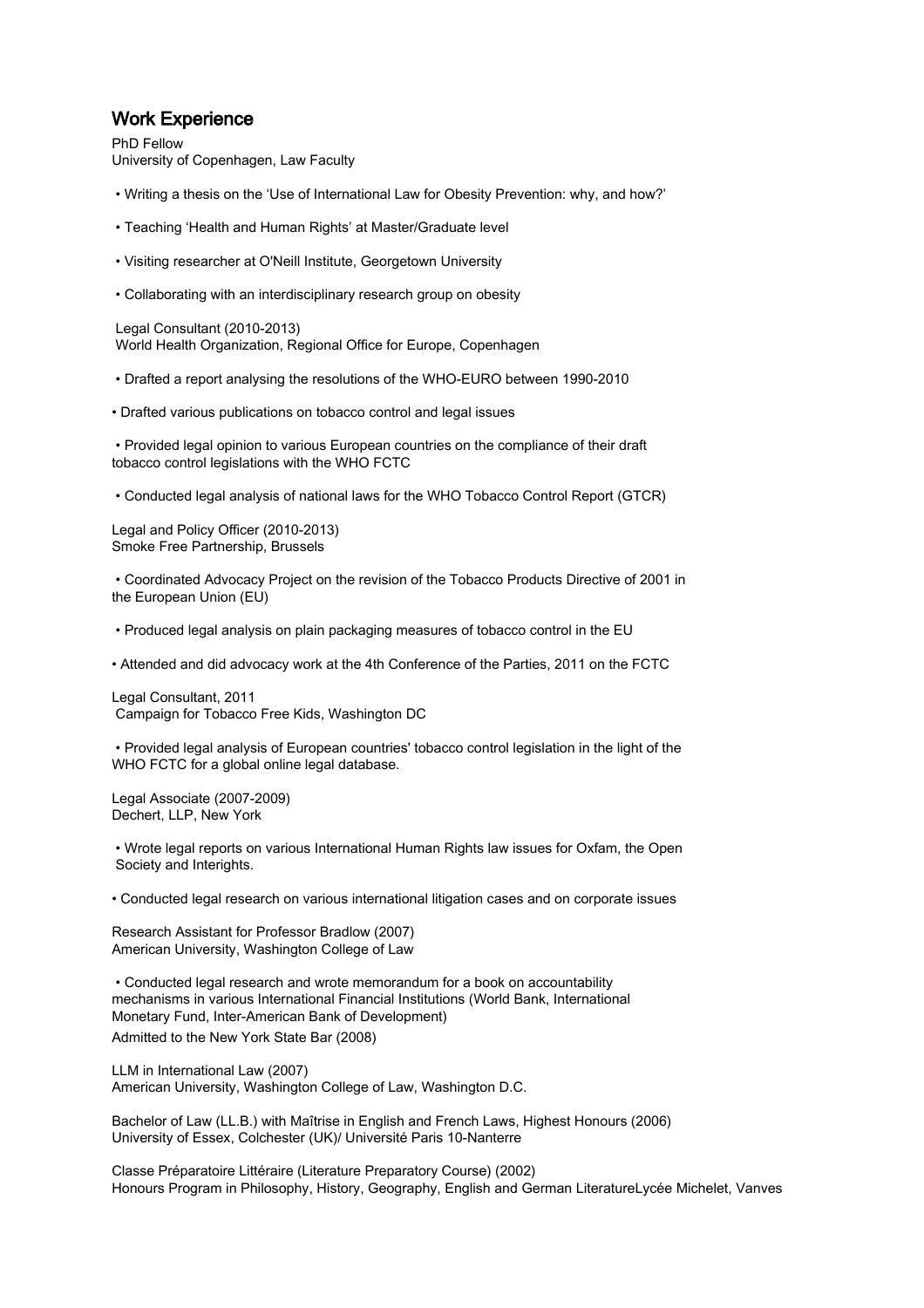## Work Experience

PhD Fellow
University of Copenhagen, Law Faculty

- Writing a thesis on the 'Use of International Law for Obesity Prevention: why, and how?'
- Teaching 'Health and Human Rights' at Master/Graduate level
- Visiting researcher at O'Neill Institute, Georgetown University
- Collaborating with an interdisciplinary research group on obesity

Legal Consultant (2010-2013)
World Health Organization, Regional Office for Europe, Copenhagen

- Drafted a report analysing the resolutions of the WHO-EURO between 1990-2010
- Drafted various publications on tobacco control and legal issues
- Provided legal opinion to various European countries on the compliance of their draft tobacco control legislations with the WHO FCTC
- Conducted legal analysis of national laws for the WHO Tobacco Control Report (GTCR)

Legal and Policy Officer (2010-2013)
Smoke Free Partnership, Brussels

- Coordinated Advocacy Project on the revision of the Tobacco Products Directive of 2001 in the European Union (EU)
- Produced legal analysis on plain packaging measures of tobacco control in the EU
- Attended and did advocacy work at the 4th Conference of the Parties, 2011 on the FCTC

Legal Consultant, 2011
Campaign for Tobacco Free Kids, Washington DC

- Provided legal analysis of European countries' tobacco control legislation in the light of the WHO FCTC for a global online legal database.

Legal Associate (2007-2009)
Dechert, LLP, New York

- Wrote legal reports on various International Human Rights law issues for Oxfam, the Open Society and Interights.
- Conducted legal research on various international litigation cases and on corporate issues

Research Assistant for Professor Bradlow (2007)
American University, Washington College of Law

- Conducted legal research and wrote memorandum for a book on accountability mechanisms in various International Financial Institutions (World Bank, International Monetary Fund, Inter-American Bank of Development)

Admitted to the New York State Bar (2008)

LLM in International Law (2007)
American University, Washington College of Law, Washington D.C.

Bachelor of Law (LL.B.) with Maîtrise in English and French Laws, Highest Honours (2006)
University of Essex, Colchester (UK)/ Université Paris 10-Nanterre

Classe Préparatoire Littéraire (Literature Preparatory Course) (2002)
Honours Program in Philosophy, History, Geography, English and German LiteratureLycée Michelet, Vanves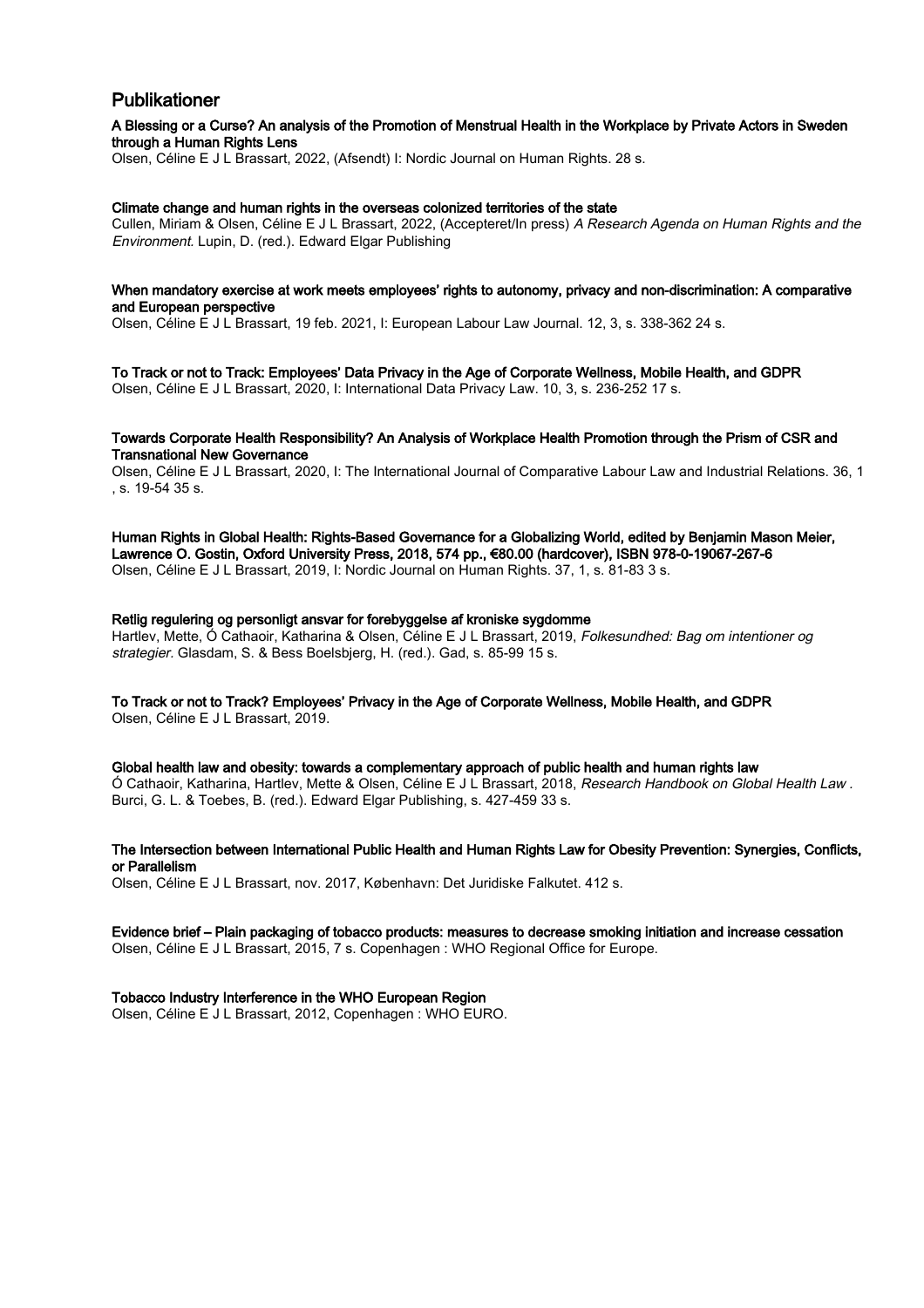## Publikationer

**A Blessing or a Curse? An analysis of the Promotion of Menstrual Health in the Workplace by Private Actors in Sweden through a Human Rights Lens**
Olsen, Céline E J L Brassart, 2022, (Afsendt) I: Nordic Journal on Human Rights. 28 s.

**Climate change and human rights in the overseas colonized territories of the state**
Cullen, Miriam & Olsen, Céline E J L Brassart, 2022, (Accepteret/In press) *A Research Agenda on Human Rights and the Environment*. Lupin, D. (red.). Edward Elgar Publishing

**When mandatory exercise at work meets employees' rights to autonomy, privacy and non-discrimination: A comparative and European perspective**
Olsen, Céline E J L Brassart, 19 feb. 2021, I: European Labour Law Journal. 12, 3, s. 338-362 24 s.

**To Track or not to Track: Employees' Data Privacy in the Age of Corporate Wellness, Mobile Health, and GDPR**
Olsen, Céline E J L Brassart, 2020, I: International Data Privacy Law. 10, 3, s. 236-252 17 s.

**Towards Corporate Health Responsibility? An Analysis of Workplace Health Promotion through the Prism of CSR and Transnational New Governance**
Olsen, Céline E J L Brassart, 2020, I: The International Journal of Comparative Labour Law and Industrial Relations. 36, 1 , s. 19-54 35 s.

**Human Rights in Global Health: Rights-Based Governance for a Globalizing World, edited by Benjamin Mason Meier, Lawrence O. Gostin, Oxford University Press, 2018, 574 pp., €80.00 (hardcover), ISBN 978-0-19067-267-6**
Olsen, Céline E J L Brassart, 2019, I: Nordic Journal on Human Rights. 37, 1, s. 81-83 3 s.

**Retlig regulering og personligt ansvar for forebyggelse af kroniske sygdomme**
Hartlev, Mette, Ó Cathaoir, Katharina & Olsen, Céline E J L Brassart, 2019, *Folkesundhed: Bag om intentioner og strategier*. Glasdam, S. & Bess Boelsbjerg, H. (red.). Gad, s. 85-99 15 s.

**To Track or not to Track? Employees' Privacy in the Age of Corporate Wellness, Mobile Health, and GDPR**
Olsen, Céline E J L Brassart, 2019.

**Global health law and obesity: towards a complementary approach of public health and human rights law**
Ó Cathaoir, Katharina, Hartlev, Mette & Olsen, Céline E J L Brassart, 2018, *Research Handbook on Global Health Law* . Burci, G. L. & Toebes, B. (red.). Edward Elgar Publishing, s. 427-459 33 s.

**The Intersection between International Public Health and Human Rights Law for Obesity Prevention: Synergies, Conflicts, or Parallelism**
Olsen, Céline E J L Brassart, nov. 2017, København: Det Juridiske Falkutet. 412 s.

**Evidence brief – Plain packaging of tobacco products: measures to decrease smoking initiation and increase cessation**
Olsen, Céline E J L Brassart, 2015, 7 s. Copenhagen : WHO Regional Office for Europe.

**Tobacco Industry Interference in the WHO European Region**
Olsen, Céline E J L Brassart, 2012, Copenhagen : WHO EURO.